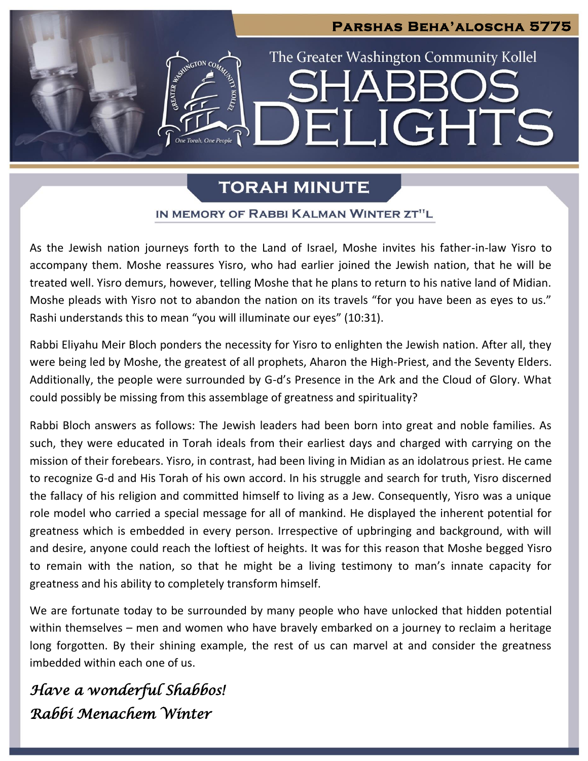**Parshas Beha'aloscha 5775**

The Greater Washington Community Kollel

# Shabbos Delights

## Torah Minute

**In Memory of Rabbi Kalman Winter zt"l**

As the Jewish nation journeys forth to the Land of Israel, Moshe invites his father-in-law Yisro to accompany them. Moshe reassures Yisro, who had earlier joined the Jewish nation, that he will be treated well. Yisro demurs, however, telling Moshe that he plans to return to his native land of Midian. Moshe pleads with Yisro not to abandon the nation on its travels "for you have been as eyes to us." Rashi understands this to mean "you will illuminate our eyes" (10:31).

Rabbi Eliyahu Meir Bloch ponders the necessity for Yisro to enlighten the Jewish nation. After all, they were being led by Moshe, the greatest of all prophets, Aharon the High-Priest, and the Seventy Elders. Additionally, the people were surrounded by G-d's Presence in the Ark and the Cloud of Glory. What could possibly be missing from this assemblage of greatness and spirituality?

Rabbi Bloch answers as follows: The Jewish leaders had been born into great and noble families. As such, they were educated in Torah ideals from their earliest days and charged with carrying on the mission of their forebears. Yisro, in contrast, had been living in Midian as an idolatrous priest. He came to recognize G-d and His Torah of his own accord. In his struggle and search for truth, Yisro discerned the fallacy of his religion and committed himself to living as a Jew. Consequently, Yisro was a unique role model who carried a special message for all of mankind. He displayed the inherent potential for greatness which is embedded in every person. Irrespective of upbringing and background, with will and desire, anyone could reach the loftiest of heights. It was for this reason that Moshe begged Yisro to remain with the nation, so that he might be a living testimony to man's innate capacity for greatness and his ability to completely transform himself.

We are fortunate today to be surrounded by many people who have unlocked that hidden potential within themselves – men and women who have bravely embarked on a journey to reclaim a heritage long forgotten. By their shining example, the rest of us can marvel at and consider the greatness imbedded within each one of us.

*Have a wonderful Shabbos!*
*Rabbi Menachem Winter*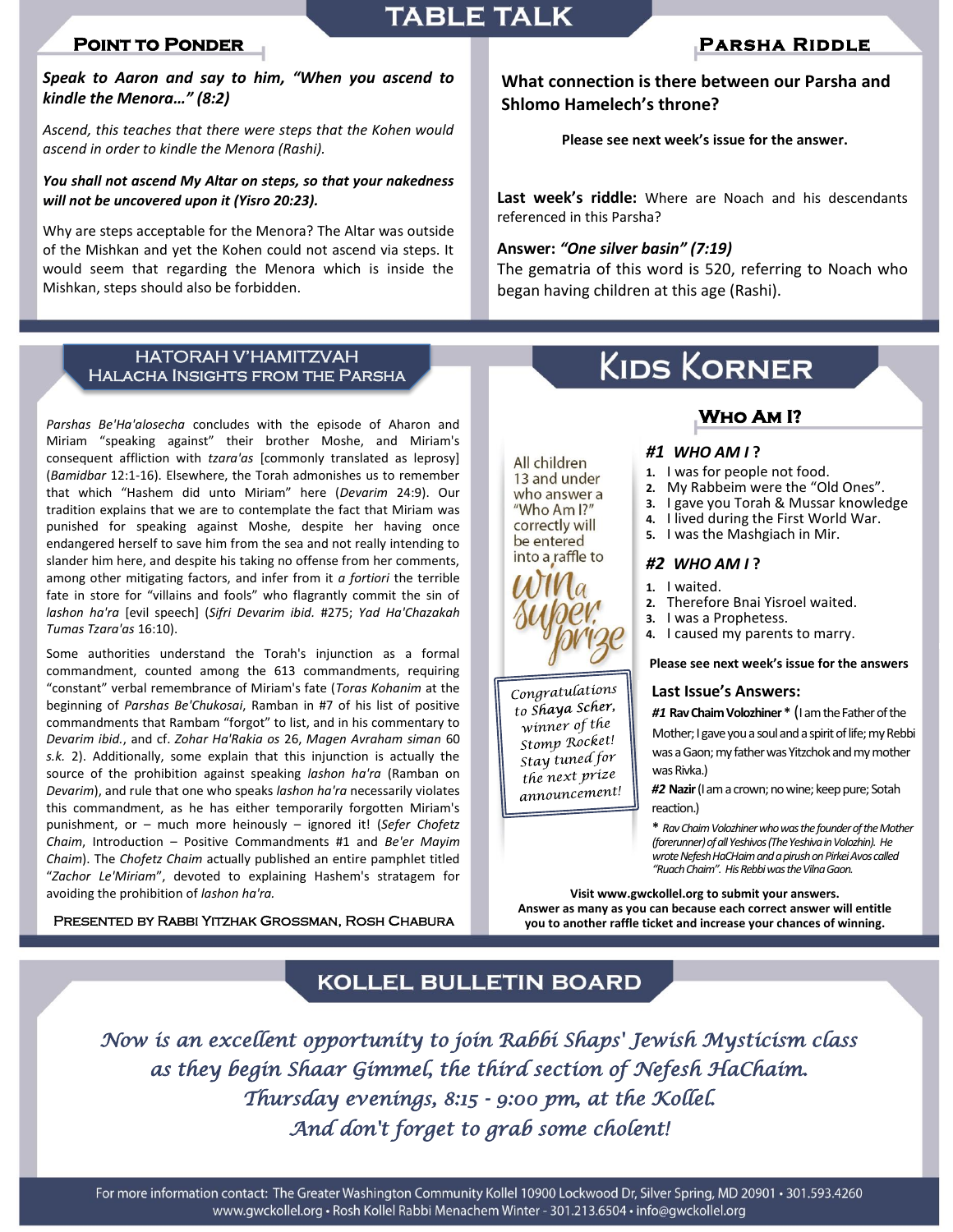# TABLE TALK

## Point to Ponder

***Speak to Aaron and say to him, "When you ascend to kindle the Menora…" (8:2)***

*Ascend, this teaches that there were steps that the Kohen would ascend in order to kindle the Menora (Rashi).*

***You shall not ascend My Altar on steps, so that your nakedness will not be uncovered upon it (Yisro 20:23).***

Why are steps acceptable for the Menora? The Altar was outside of the Mishkan and yet the Kohen could not ascend via steps. It would seem that regarding the Menora which is inside the Mishkan, steps should also be forbidden.

## Parsha Riddle

**What connection is there between our Parsha and Shlomo Hamelech's throne?**

**Please see next week's issue for the answer.**

**Last week's riddle:** Where are Noach and his descendants referenced in this Parsha?

**Answer:** ***"One silver basin" (7:19)***

The gematria of this word is 520, referring to Noach who began having children at this age (Rashi).

## HATORAH V'HAMITZVAH
### Halacha Insights from the Parsha

*Parshas Be'Ha'alosecha* concludes with the episode of Aharon and Miriam "speaking against" their brother Moshe, and Miriam's consequent affliction with *tzara'as* [commonly translated as leprosy] (*Bamidbar* 12:1-16). Elsewhere, the Torah admonishes us to remember that which "Hashem did unto Miriam" here (*Devarim* 24:9). Our tradition explains that we are to contemplate the fact that Miriam was punished for speaking against Moshe, despite her having once endangered herself to save him from the sea and not really intending to slander him here, and despite his taking no offense from her comments, among other mitigating factors, and infer from it *a fortiori* the terrible fate in store for "villains and fools" who flagrantly commit the sin of *lashon ha'ra* [evil speech] (*Sifri Devarim ibid.* #275; *Yad Ha'Chazakah Tumas Tzara'as* 16:10).

Some authorities understand the Torah's injunction as a formal commandment, counted among the 613 commandments, requiring "constant" verbal remembrance of Miriam's fate (*Toras Kohanim* at the beginning of *Parshas Be'Chukosai*, Ramban in #7 of his list of positive commandments that Rambam "forgot" to list, and in his commentary to *Devarim ibid.*, and cf. *Zohar Ha'Rakia os* 26, *Magen Avraham siman* 60 *s.k.* 2). Additionally, some explain that this injunction is actually the source of the prohibition against speaking *lashon ha'ra* (Ramban on *Devarim*), and rule that one who speaks *lashon ha'ra* necessarily violates this commandment, as he has either temporarily forgotten Miriam's punishment, or – much more heinously – ignored it! (*Sefer Chofetz Chaim*, Introduction – Positive Commandments #1 and *Be'er Mayim Chaim*). The *Chofetz Chaim* actually published an entire pamphlet titled "*Zachor Le'Miriam*", devoted to explaining Hashem's stratagem for avoiding the prohibition of *lashon ha'ra.*

Presented by Rabbi Yitzhak Grossman, Rosh Chabura

## Kids Korner

### Who Am I?

All children 13 and under who answer a "Who Am I?" correctly will be entered into a raffle to win a super prize

*Congratulations to Shaya Scher, winner of the Stomp Rocket! Stay tuned for the next prize announcement!*

#### *#1 WHO AM I?*

1. I was for people not food.
2. My Rabbeim were the "Old Ones".
3. I gave you Torah & Mussar knowledge
4. I lived during the First World War.
5. I was the Mashgiach in Mir.

#### *#2 WHO AM I?*

1. I waited.
2. Therefore Bnai Yisroel waited.
3. I was a Prophetess.
4. I caused my parents to marry.

**Please see next week's issue for the answers**

**Last Issue's Answers:**

***#1* Rav Chaim Volozhiner \*** (I am the Father of the Mother; I gave you a soul and a spirit of life; my Rebbi was a Gaon; my father was Yitzchok and my mother was Rivka.)

***#2* Nazir** (I am a crown; no wine; keep pure; Sotah reaction.)

*\* Rav Chaim Volozhiner who was the founder of the Mother (forerunner) of all Yeshivos (The Yeshiva in Volozhin). He wrote Nefesh HaCHaim and a pirush on Pirkei Avos called "Ruach Chaim". His Rebbi was the Vilna Gaon.*

**Visit www.gwckollel.org to submit your answers. Answer as many as you can because each correct answer will entitle you to another raffle ticket and increase your chances of winning.**

## KOLLEL BULLETIN BOARD

*Now is an excellent opportunity to join Rabbi Shaps' Jewish Mysticism class as they begin Shaar Gimmel, the third section of Nefesh HaChaim. Thursday evenings, 8:15 - 9:00 pm, at the Kollel. And don't forget to grab some cholent!*

For more information contact: The Greater Washington Community Kollel 10900 Lockwood Dr, Silver Spring, MD 20901 • 301.593.4260
www.gwckollel.org • Rosh Kollel Rabbi Menachem Winter - 301.213.6504 • info@gwckollel.org